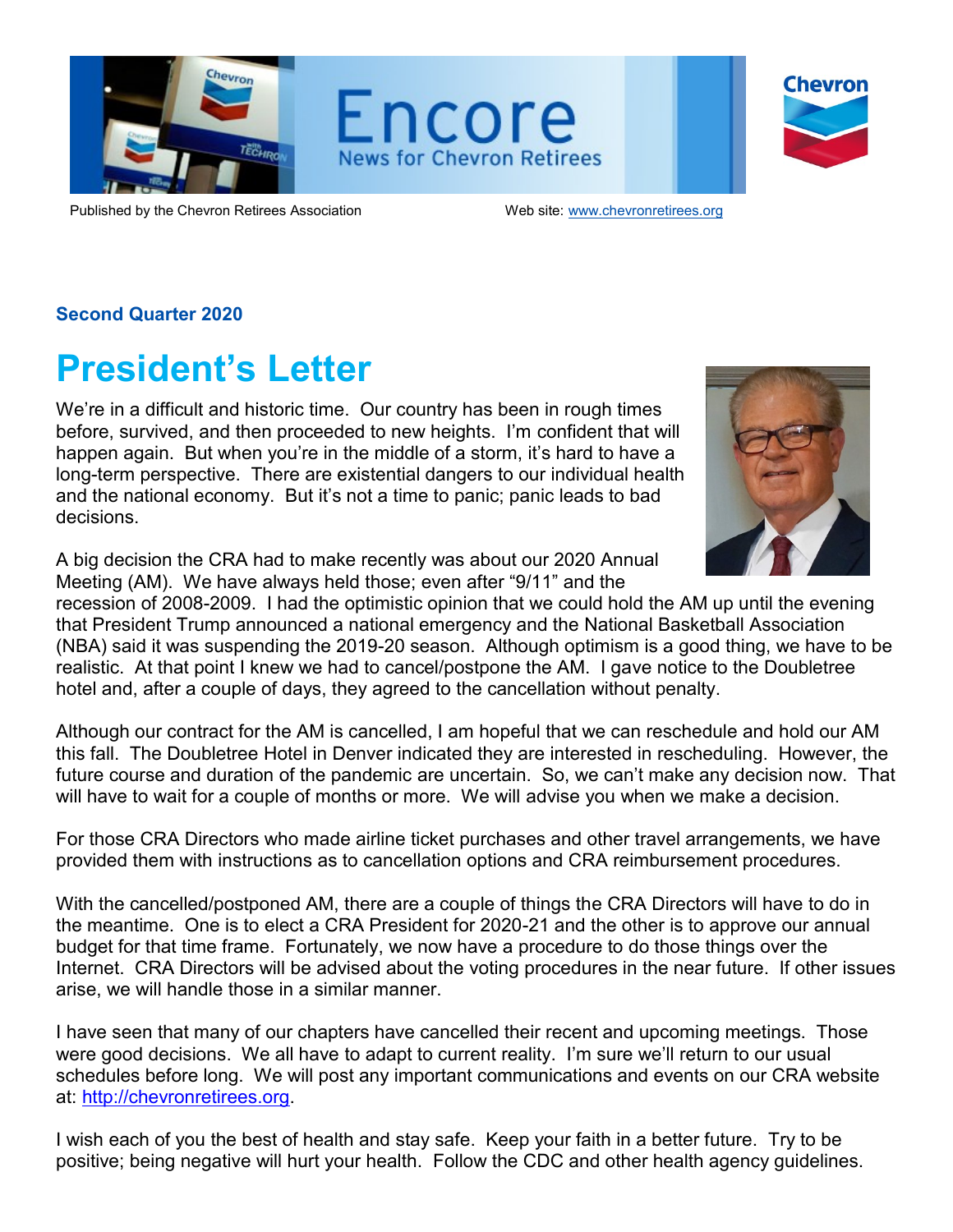# Encore

News for Chevron Retirees

Published by the Chevron Retirees Association

Web site: www.chevronretirees.org

**Second Quarter 2020**

## President's Letter

We're in a difficult and historic time. Our country has been in rough times before, survived, and then proceeded to new heights. I'm confident that will happen again. But when you're in the middle of a storm, it's hard to have a long-term perspective. There are existential dangers to our individual health and the national economy. But it's not a time to panic; panic leads to bad decisions.

A big decision the CRA had to make recently was about our 2020 Annual Meeting (AM). We have always held those; even after "9/11" and the recession of 2008-2009. I had the optimistic opinion that we could hold the AM up until the evening that President Trump announced a national emergency and the National Basketball Association (NBA) said it was suspending the 2019-20 season. Although optimism is a good thing, we have to be realistic. At that point I knew we had to cancel/postpone the AM. I gave notice to the Doubletree hotel and, after a couple of days, they agreed to the cancellation without penalty.

Although our contract for the AM is cancelled, I am hopeful that we can reschedule and hold our AM this fall. The Doubletree Hotel in Denver indicated they are interested in rescheduling. However, the future course and duration of the pandemic are uncertain. So, we can't make any decision now. That will have to wait for a couple of months or more. We will advise you when we make a decision.

For those CRA Directors who made airline ticket purchases and other travel arrangements, we have provided them with instructions as to cancellation options and CRA reimbursement procedures.

With the cancelled/postponed AM, there are a couple of things the CRA Directors will have to do in the meantime. One is to elect a CRA President for 2020-21 and the other is to approve our annual budget for that time frame. Fortunately, we now have a procedure to do those things over the Internet. CRA Directors will be advised about the voting procedures in the near future. If other issues arise, we will handle those in a similar manner.

I have seen that many of our chapters have cancelled their recent and upcoming meetings. Those were good decisions. We all have to adapt to current reality. I'm sure we'll return to our usual schedules before long. We will post any important communications and events on our CRA website at: http://chevronretirees.org.

I wish each of you the best of health and stay safe. Keep your faith in a better future. Try to be positive; being negative will hurt your health. Follow the CDC and other health agency guidelines.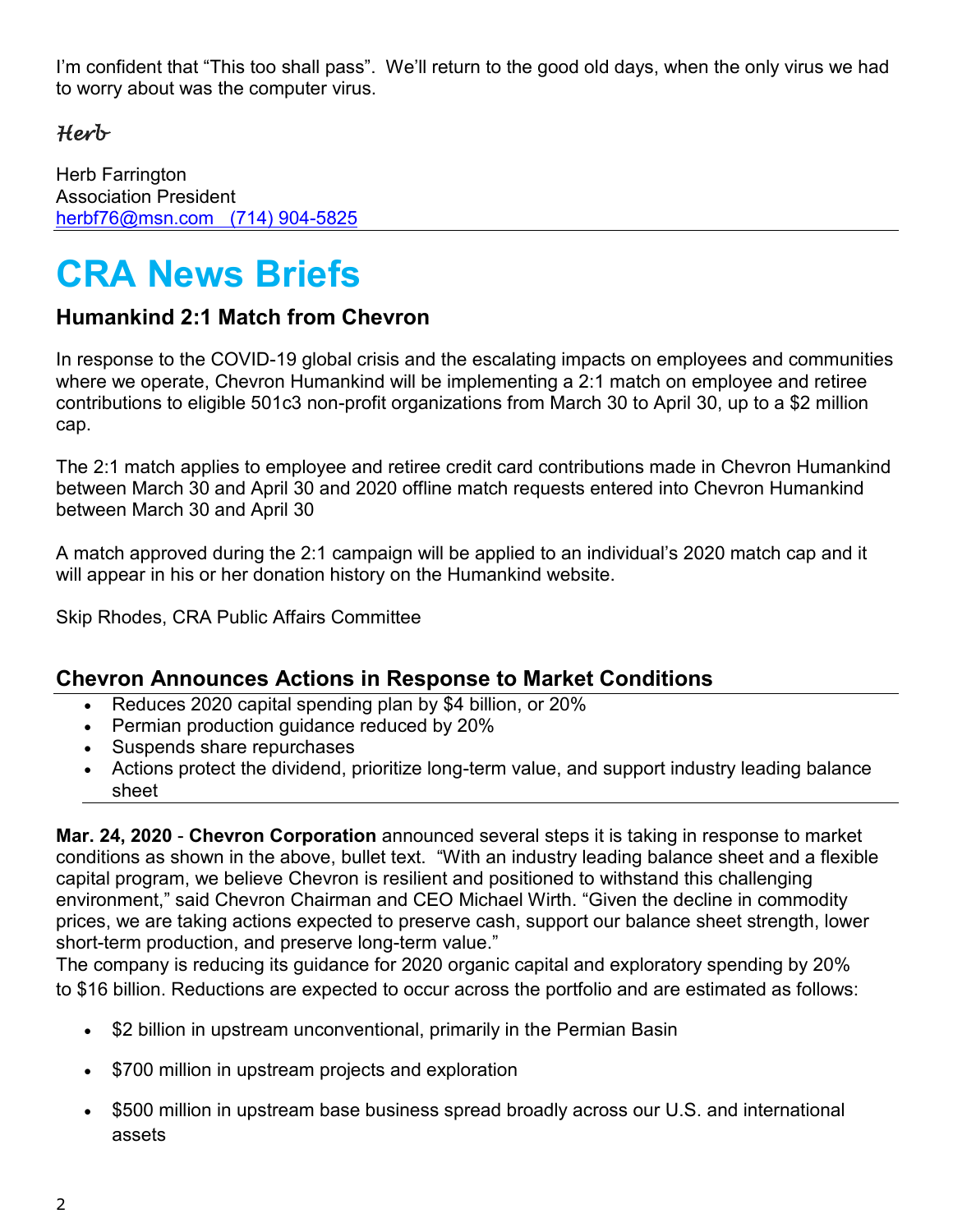I'm confident that "This too shall pass". We'll return to the good old days, when the only virus we had to worry about was the computer virus.

*Herb*

Herb Farrington
Association President
herbf76@msn.com (714) 904-5825

# CRA News Briefs

## Humankind 2:1 Match from Chevron

In response to the COVID-19 global crisis and the escalating impacts on employees and communities where we operate, Chevron Humankind will be implementing a 2:1 match on employee and retiree contributions to eligible 501c3 non-profit organizations from March 30 to April 30, up to a $2 million cap.

The 2:1 match applies to employee and retiree credit card contributions made in Chevron Humankind between March 30 and April 30 and 2020 offline match requests entered into Chevron Humankind between March 30 and April 30

A match approved during the 2:1 campaign will be applied to an individual's 2020 match cap and it will appear in his or her donation history on the Humankind website.

Skip Rhodes, CRA Public Affairs Committee

## Chevron Announces Actions in Response to Market Conditions

- Reduces 2020 capital spending plan by $4 billion, or 20%
- Permian production guidance reduced by 20%
- Suspends share repurchases
- Actions protect the dividend, prioritize long-term value, and support industry leading balance sheet

**Mar. 24, 2020** - **Chevron Corporation** announced several steps it is taking in response to market conditions as shown in the above, bullet text. "With an industry leading balance sheet and a flexible capital program, we believe Chevron is resilient and positioned to withstand this challenging environment," said Chevron Chairman and CEO Michael Wirth. "Given the decline in commodity prices, we are taking actions expected to preserve cash, support our balance sheet strength, lower short-term production, and preserve long-term value."
The company is reducing its guidance for 2020 organic capital and exploratory spending by 20% to $16 billion. Reductions are expected to occur across the portfolio and are estimated as follows:

- $2 billion in upstream unconventional, primarily in the Permian Basin
- $700 million in upstream projects and exploration
- $500 million in upstream base business spread broadly across our U.S. and international assets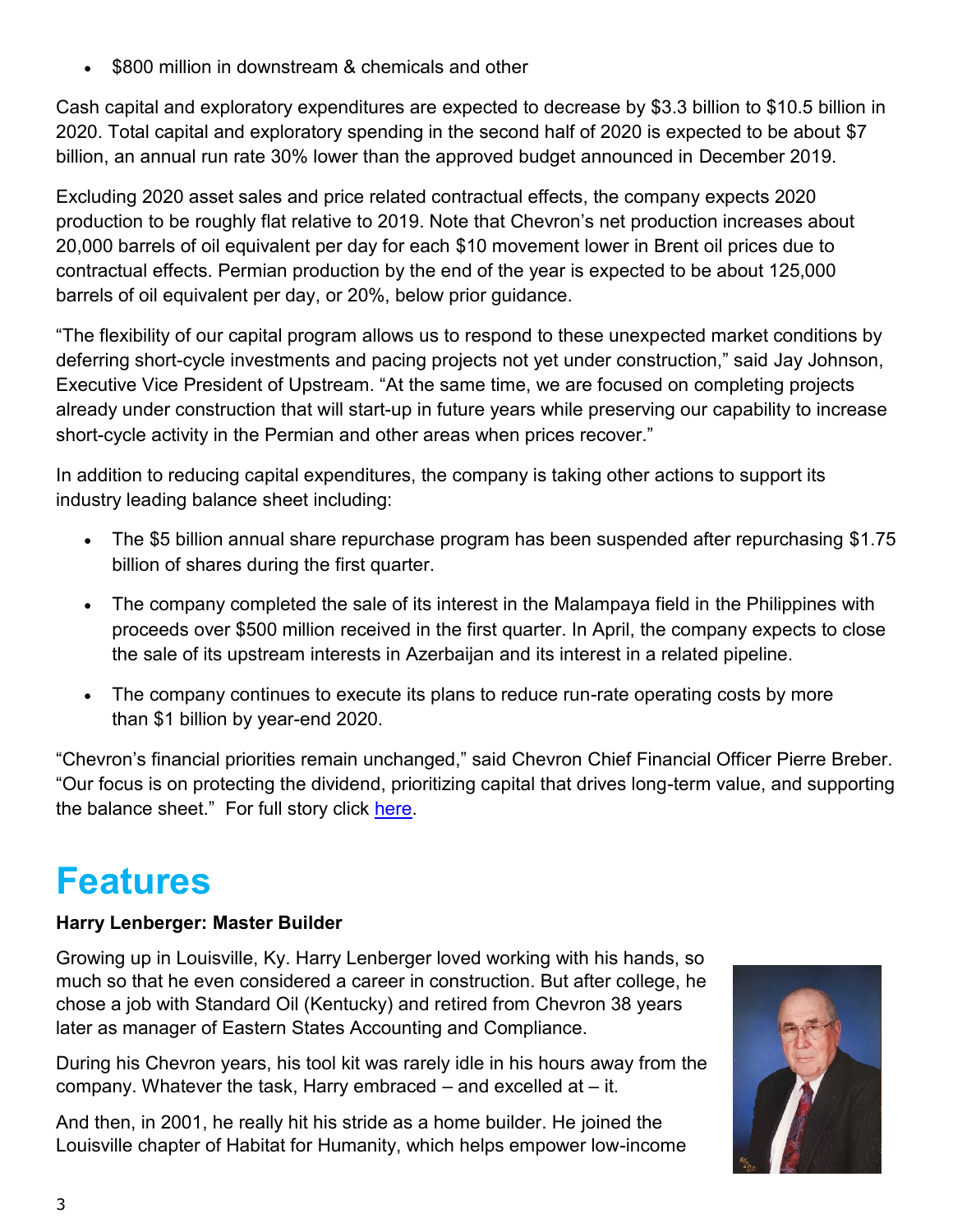- $800 million in downstream & chemicals and other

Cash capital and exploratory expenditures are expected to decrease by $3.3 billion to $10.5 billion in 2020. Total capital and exploratory spending in the second half of 2020 is expected to be about $7 billion, an annual run rate 30% lower than the approved budget announced in December 2019.

Excluding 2020 asset sales and price related contractual effects, the company expects 2020 production to be roughly flat relative to 2019. Note that Chevron's net production increases about 20,000 barrels of oil equivalent per day for each $10 movement lower in Brent oil prices due to contractual effects. Permian production by the end of the year is expected to be about 125,000 barrels of oil equivalent per day, or 20%, below prior guidance.

"The flexibility of our capital program allows us to respond to these unexpected market conditions by deferring short-cycle investments and pacing projects not yet under construction," said Jay Johnson, Executive Vice President of Upstream. "At the same time, we are focused on completing projects already under construction that will start-up in future years while preserving our capability to increase short-cycle activity in the Permian and other areas when prices recover."

In addition to reducing capital expenditures, the company is taking other actions to support its industry leading balance sheet including:

- The $5 billion annual share repurchase program has been suspended after repurchasing $1.75 billion of shares during the first quarter.
- The company completed the sale of its interest in the Malampaya field in the Philippines with proceeds over $500 million received in the first quarter. In April, the company expects to close the sale of its upstream interests in Azerbaijan and its interest in a related pipeline.
- The company continues to execute its plans to reduce run-rate operating costs by more than $1 billion by year-end 2020.

"Chevron's financial priorities remain unchanged," said Chevron Chief Financial Officer Pierre Breber. "Our focus is on protecting the dividend, prioritizing capital that drives long-term value, and supporting the balance sheet." For full story click here.

# Features

**Harry Lenberger: Master Builder**

Growing up in Louisville, Ky. Harry Lenberger loved working with his hands, so much so that he even considered a career in construction. But after college, he chose a job with Standard Oil (Kentucky) and retired from Chevron 38 years later as manager of Eastern States Accounting and Compliance.

During his Chevron years, his tool kit was rarely idle in his hours away from the company. Whatever the task, Harry embraced – and excelled at – it.

And then, in 2001, he really hit his stride as a home builder. He joined the Louisville chapter of Habitat for Humanity, which helps empower low-income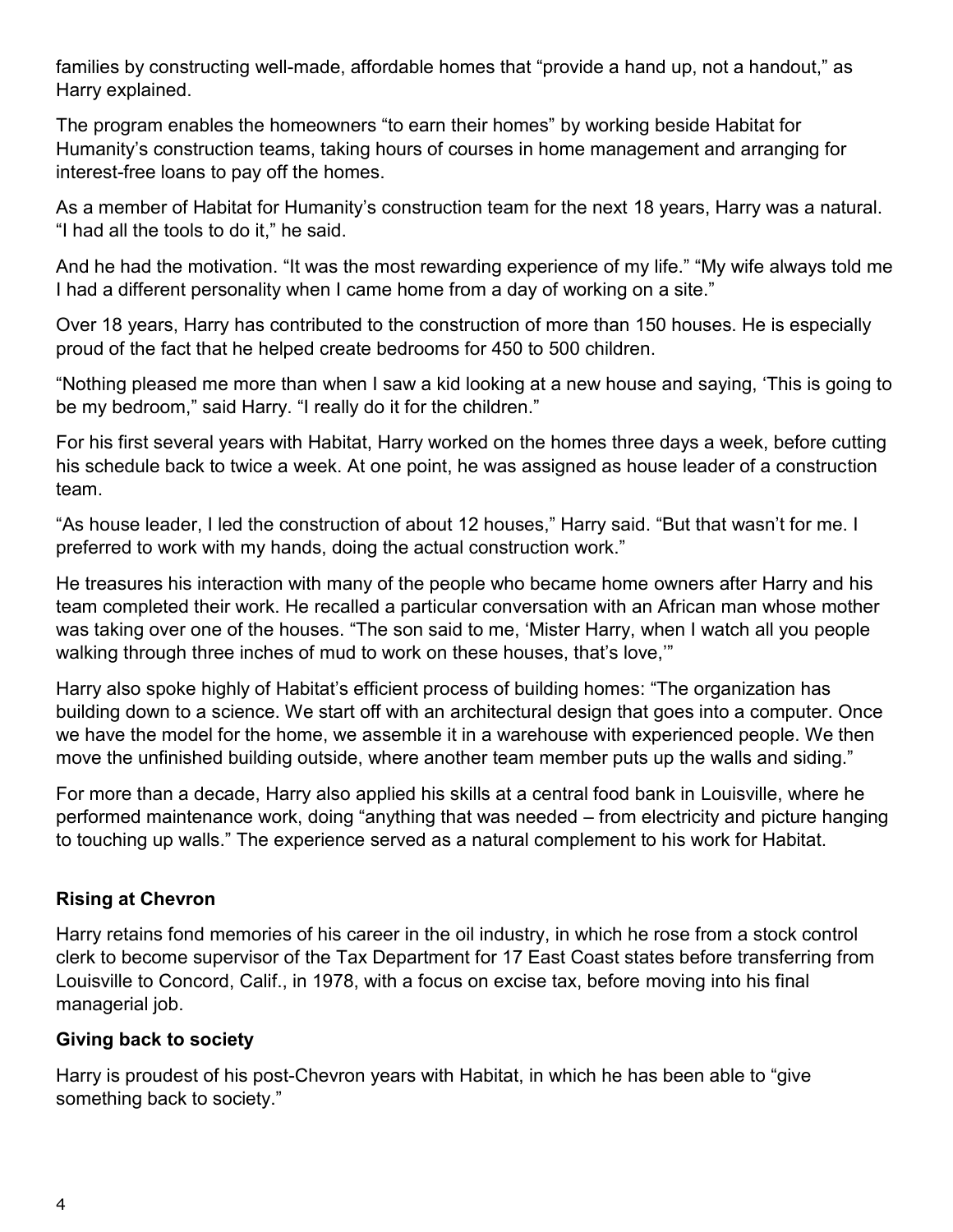families by constructing well-made, affordable homes that “provide a hand up, not a handout,” as Harry explained.

The program enables the homeowners “to earn their homes” by working beside Habitat for Humanity’s construction teams, taking hours of courses in home management and arranging for interest-free loans to pay off the homes.

As a member of Habitat for Humanity’s construction team for the next 18 years, Harry was a natural. “I had all the tools to do it,” he said.

And he had the motivation. “It was the most rewarding experience of my life.” “My wife always told me I had a different personality when I came home from a day of working on a site.”

Over 18 years, Harry has contributed to the construction of more than 150 houses. He is especially proud of the fact that he helped create bedrooms for 450 to 500 children.

“Nothing pleased me more than when I saw a kid looking at a new house and saying, ‘This is going to be my bedroom,” said Harry. “I really do it for the children.”

For his first several years with Habitat, Harry worked on the homes three days a week, before cutting his schedule back to twice a week. At one point, he was assigned as house leader of a construction team.

“As house leader, I led the construction of about 12 houses,” Harry said. “But that wasn’t for me. I preferred to work with my hands, doing the actual construction work.”

He treasures his interaction with many of the people who became home owners after Harry and his team completed their work. He recalled a particular conversation with an African man whose mother was taking over one of the houses. “The son said to me, ‘Mister Harry, when I watch all you people walking through three inches of mud to work on these houses, that’s love,’”

Harry also spoke highly of Habitat’s efficient process of building homes: “The organization has building down to a science. We start off with an architectural design that goes into a computer. Once we have the model for the home, we assemble it in a warehouse with experienced people. We then move the unfinished building outside, where another team member puts up the walls and siding.”

For more than a decade, Harry also applied his skills at a central food bank in Louisville, where he performed maintenance work, doing “anything that was needed – from electricity and picture hanging to touching up walls.” The experience served as a natural complement to his work for Habitat.

### Rising at Chevron

Harry retains fond memories of his career in the oil industry, in which he rose from a stock control clerk to become supervisor of the Tax Department for 17 East Coast states before transferring from Louisville to Concord, Calif., in 1978, with a focus on excise tax, before moving into his final managerial job.

### Giving back to society

Harry is proudest of his post-Chevron years with Habitat, in which he has been able to “give something back to society.”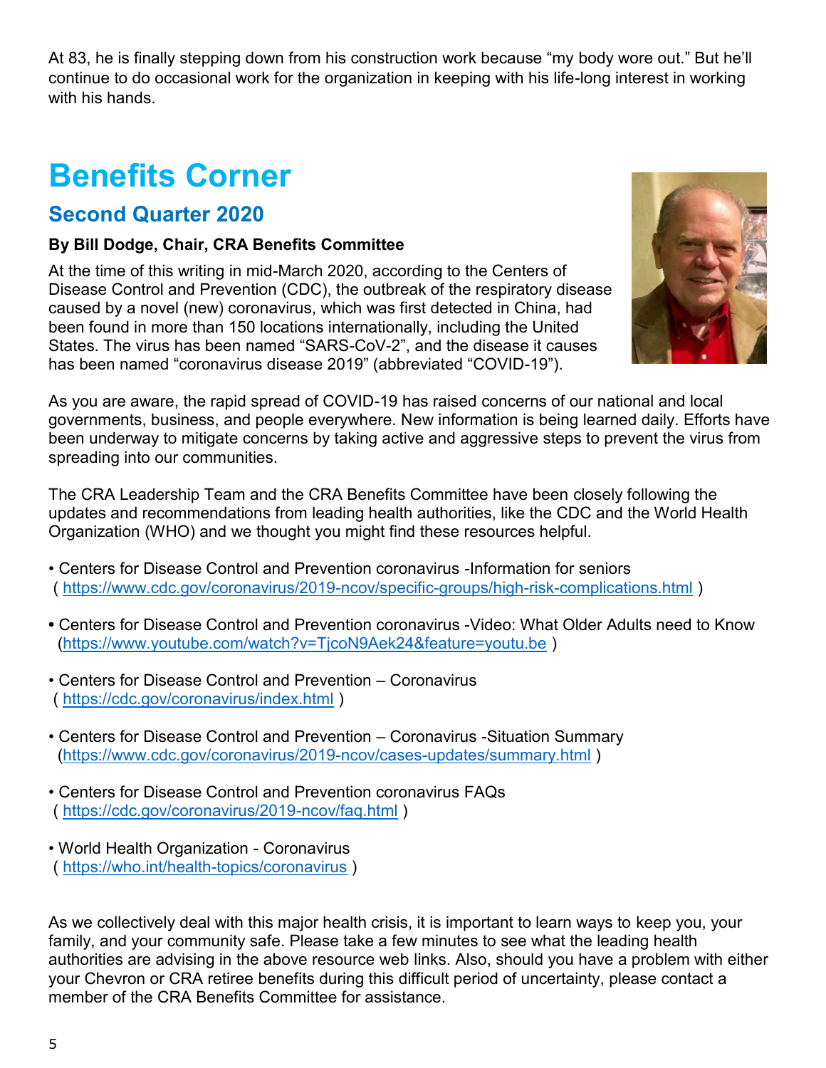At 83, he is finally stepping down from his construction work because “my body wore out.” But he’ll continue to do occasional work for the organization in keeping with his life-long interest in working with his hands.

# Benefits Corner

## Second Quarter 2020

**By Bill Dodge, Chair, CRA Benefits Committee**

At the time of this writing in mid-March 2020, according to the Centers of Disease Control and Prevention (CDC), the outbreak of the respiratory disease caused by a novel (new) coronavirus, which was first detected in China, had been found in more than 150 locations internationally, including the United States. The virus has been named “SARS-CoV-2”, and the disease it causes has been named “coronavirus disease 2019” (abbreviated “COVID-19”).

As you are aware, the rapid spread of COVID-19 has raised concerns of our national and local governments, business, and people everywhere. New information is being learned daily. Efforts have been underway to mitigate concerns by taking active and aggressive steps to prevent the virus from spreading into our communities.

The CRA Leadership Team and the CRA Benefits Committee have been closely following the updates and recommendations from leading health authorities, like the CDC and the World Health Organization (WHO) and we thought you might find these resources helpful.

- Centers for Disease Control and Prevention coronavirus -Information for seniors ( https://www.cdc.gov/coronavirus/2019-ncov/specific-groups/high-risk-complications.html )

- Centers for Disease Control and Prevention coronavirus -Video: What Older Adults need to Know (https://www.youtube.com/watch?v=TjcoN9Aek24&feature=youtu.be )

- Centers for Disease Control and Prevention – Coronavirus ( https://cdc.gov/coronavirus/index.html )

- Centers for Disease Control and Prevention – Coronavirus -Situation Summary (https://www.cdc.gov/coronavirus/2019-ncov/cases-updates/summary.html )

- Centers for Disease Control and Prevention coronavirus FAQs ( https://cdc.gov/coronavirus/2019-ncov/faq.html )

- World Health Organization - Coronavirus ( https://who.int/health-topics/coronavirus )

As we collectively deal with this major health crisis, it is important to learn ways to keep you, your family, and your community safe. Please take a few minutes to see what the leading health authorities are advising in the above resource web links. Also, should you have a problem with either your Chevron or CRA retiree benefits during this difficult period of uncertainty, please contact a member of the CRA Benefits Committee for assistance.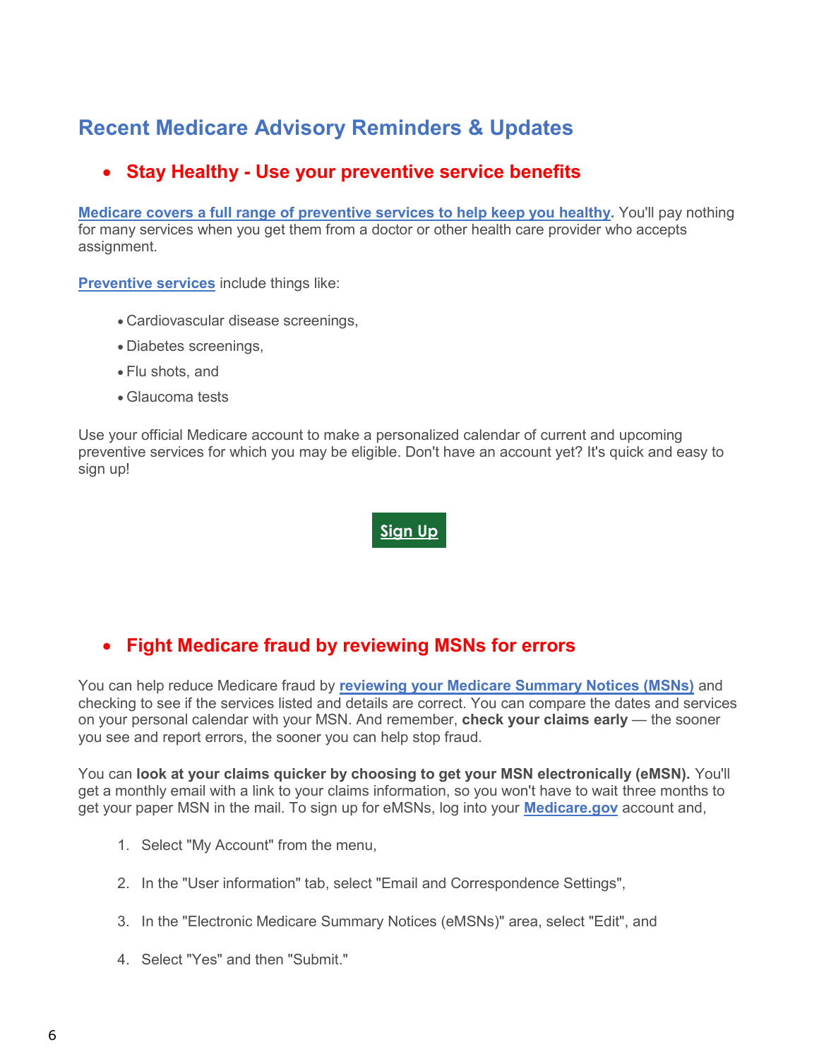# Recent Medicare Advisory Reminders & Updates

## Stay Healthy - Use your preventive service benefits

**Medicare covers a full range of preventive services to help keep you healthy**. You'll pay nothing for many services when you get them from a doctor or other health care provider who accepts assignment.

**Preventive services** include things like:

- Cardiovascular disease screenings,
- Diabetes screenings,
- Flu shots, and
- Glaucoma tests

Use your official Medicare account to make a personalized calendar of current and upcoming preventive services for which you may be eligible. Don't have an account yet? It's quick and easy to sign up!

**Sign Up**

## Fight Medicare fraud by reviewing MSNs for errors

You can help reduce Medicare fraud by **reviewing your Medicare Summary Notices (MSNs)** and checking to see if the services listed and details are correct. You can compare the dates and services on your personal calendar with your MSN. And remember, **check your claims early** — the sooner you see and report errors, the sooner you can help stop fraud.

You can **look at your claims quicker by choosing to get your MSN electronically (eMSN).** You'll get a monthly email with a link to your claims information, so you won't have to wait three months to get your paper MSN in the mail. To sign up for eMSNs, log into your **Medicare.gov** account and,

1. Select "My Account" from the menu,
2. In the "User information" tab, select "Email and Correspondence Settings",
3. In the "Electronic Medicare Summary Notices (eMSNs)" area, select "Edit", and
4. Select "Yes" and then "Submit."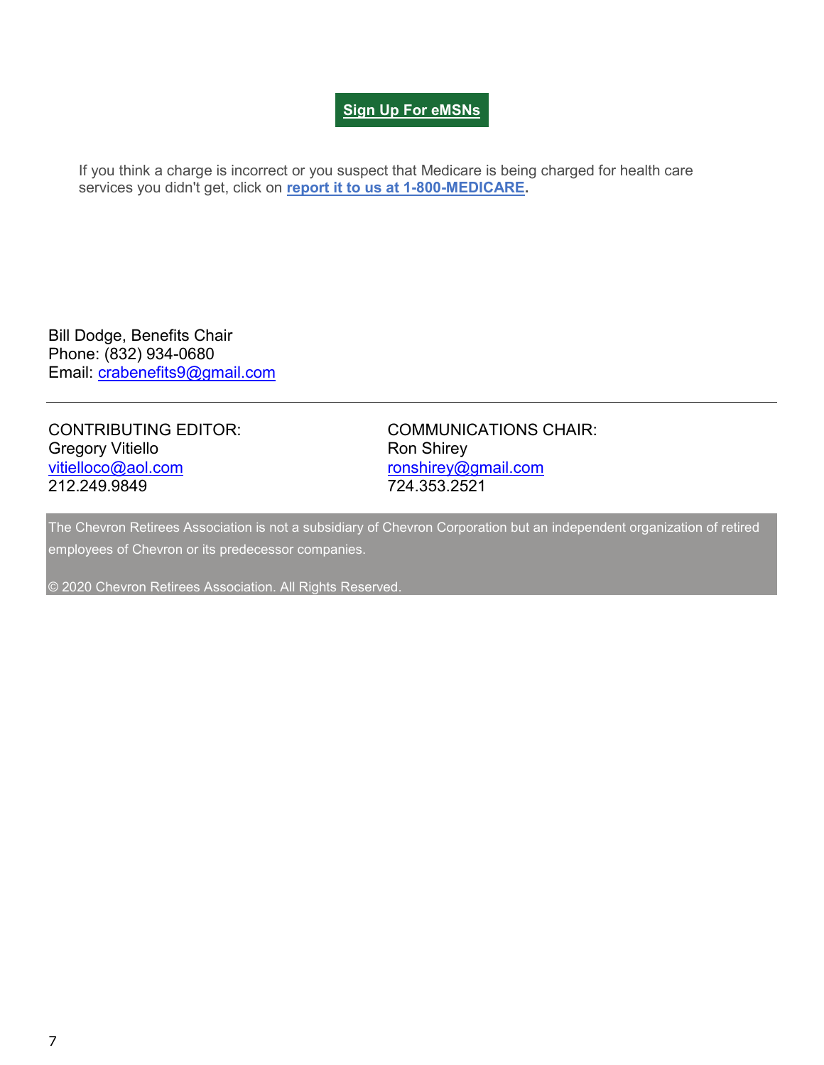**Sign Up For eMSNs**

If you think a charge is incorrect or you suspect that Medicare is being charged for health care services you didn't get, click on **report it to us at 1-800-MEDICARE.**

Bill Dodge, Benefits Chair
Phone: (832) 934-0680
Email: crabenefits9@gmail.com

---

CONTRIBUTING EDITOR:
Gregory Vitiello
vitielloco@aol.com
212.249.9849

COMMUNICATIONS CHAIR:
Ron Shirey
ronshirey@gmail.com
724.353.2521

The Chevron Retirees Association is not a subsidiary of Chevron Corporation but an independent organization of retired employees of Chevron or its predecessor companies.

© 2020 Chevron Retirees Association. All Rights Reserved.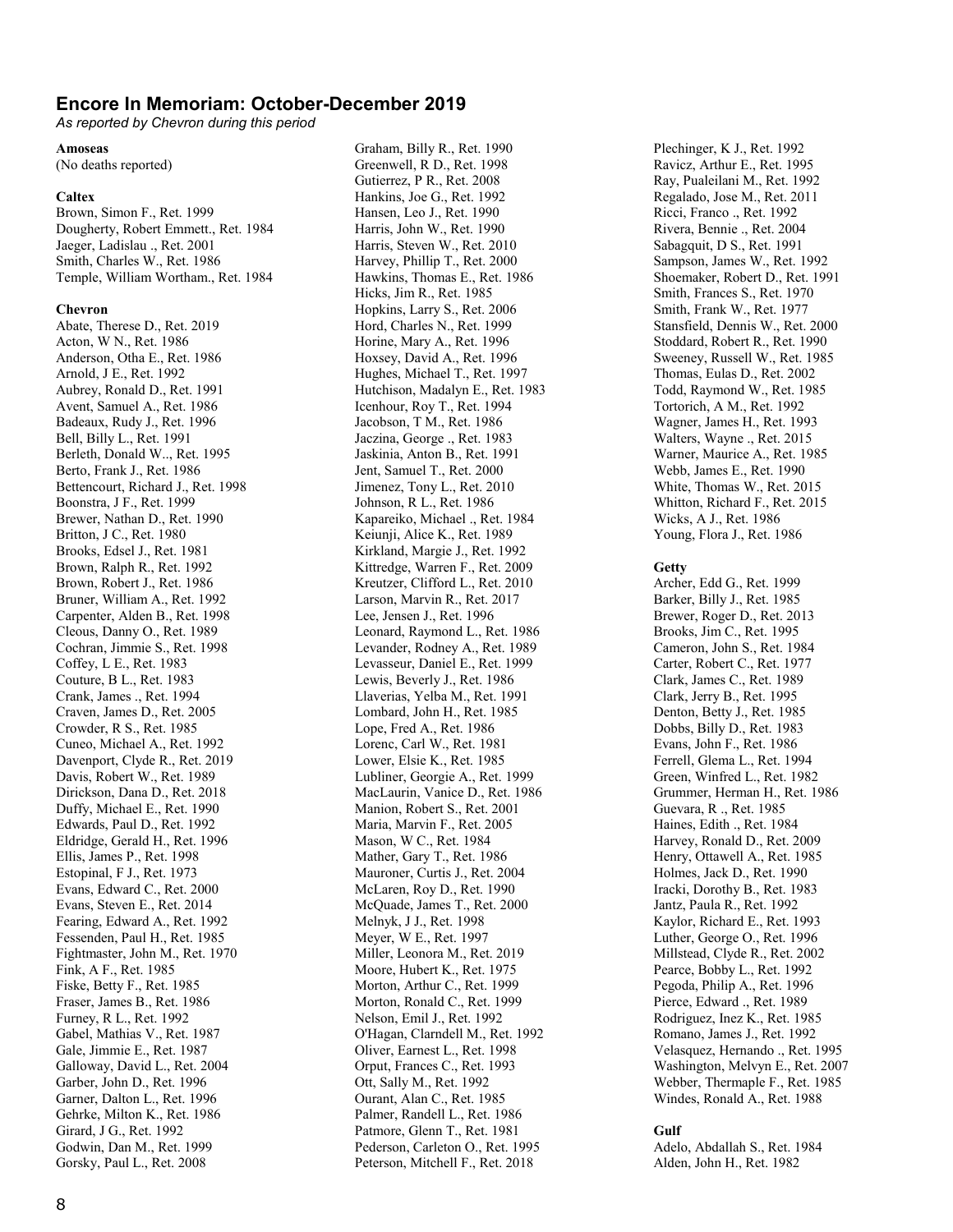## Encore In Memoriam: October-December 2019

*As reported by Chevron during this period*

**Amoseas**
(No deaths reported)

**Caltex**
Brown, Simon F., Ret. 1999
Dougherty, Robert Emmett., Ret. 1984
Jaeger, Ladislau ., Ret. 2001
Smith, Charles W., Ret. 1986
Temple, William Wortham., Ret. 1984

**Chevron**
Abate, Therese D., Ret. 2019
Acton, W N., Ret. 1986
Anderson, Otha E., Ret. 1986
Arnold, J E., Ret. 1992
Aubrey, Ronald D., Ret. 1991
Avent, Samuel A., Ret. 1986
Badeaux, Rudy J., Ret. 1996
Bell, Billy L., Ret. 1991
Berleth, Donald W.., Ret. 1995
Berto, Frank J., Ret. 1986
Bettencourt, Richard J., Ret. 1998
Boonstra, J F., Ret. 1999
Brewer, Nathan D., Ret. 1990
Britton, J C., Ret. 1980
Brooks, Edsel J., Ret. 1981
Brown, Ralph R., Ret. 1992
Brown, Robert J., Ret. 1986
Bruner, William A., Ret. 1992
Carpenter, Alden B., Ret. 1998
Cleous, Danny O., Ret. 1989
Cochran, Jimmie S., Ret. 1998
Coffey, L E., Ret. 1983
Couture, B L., Ret. 1983
Crank, James ., Ret. 1994
Craven, James D., Ret. 2005
Crowder, R S., Ret. 1985
Cuneo, Michael A., Ret. 1992
Davenport, Clyde R., Ret. 2019
Davis, Robert W., Ret. 1989
Dirickson, Dana D., Ret. 2018
Duffy, Michael E., Ret. 1990
Edwards, Paul D., Ret. 1992
Eldridge, Gerald H., Ret. 1996
Ellis, James P., Ret. 1998
Estopinal, F J., Ret. 1973
Evans, Edward C., Ret. 2000
Evans, Steven E., Ret. 2014
Fearing, Edward A., Ret. 1992
Fessenden, Paul H., Ret. 1985
Fightmaster, John M., Ret. 1970
Fink, A F., Ret. 1985
Fiske, Betty F., Ret. 1985
Fraser, James B., Ret. 1986
Furney, R L., Ret. 1992
Gabel, Mathias V., Ret. 1987
Gale, Jimmie E., Ret. 1987
Galloway, David L., Ret. 2004
Garber, John D., Ret. 1996
Garner, Dalton L., Ret. 1996
Gehrke, Milton K., Ret. 1986
Girard, J G., Ret. 1992
Godwin, Dan M., Ret. 1999
Gorsky, Paul L., Ret. 2008
Graham, Billy R., Ret. 1990
Greenwell, R D., Ret. 1998
Gutierrez, P R., Ret. 2008
Hankins, Joe G., Ret. 1992
Hansen, Leo J., Ret. 1990
Harris, John W., Ret. 1990
Harris, Steven W., Ret. 2010
Harvey, Phillip T., Ret. 2000
Hawkins, Thomas E., Ret. 1986
Hicks, Jim R., Ret. 1985
Hopkins, Larry S., Ret. 2006
Hord, Charles N., Ret. 1999
Horine, Mary A., Ret. 1996
Hoxsey, David A., Ret. 1996
Hughes, Michael T., Ret. 1997
Hutchison, Madalyn E., Ret. 1983
Icenhour, Roy T., Ret. 1994
Jacobson, T M., Ret. 1986
Jaczina, George ., Ret. 1983
Jaskinia, Anton B., Ret. 1991
Jent, Samuel T., Ret. 2000
Jimenez, Tony L., Ret. 2010
Johnson, R L., Ret. 1986
Kapareiko, Michael ., Ret. 1984
Keiunji, Alice K., Ret. 1989
Kirkland, Margie J., Ret. 1992
Kittredge, Warren F., Ret. 2009
Kreutzer, Clifford L., Ret. 2010
Larson, Marvin R., Ret. 2017
Lee, Jensen J., Ret. 1996
Leonard, Raymond L., Ret. 1986
Levander, Rodney A., Ret. 1989
Levasseur, Daniel E., Ret. 1999
Lewis, Beverly J., Ret. 1986
Llaverias, Yelba M., Ret. 1991
Lombard, John H., Ret. 1985
Lope, Fred A., Ret. 1986
Lorenc, Carl W., Ret. 1981
Lower, Elsie K., Ret. 1985
Lubliner, Georgie A., Ret. 1999
MacLaurin, Vanice D., Ret. 1986
Manion, Robert S., Ret. 2001
Maria, Marvin F., Ret. 2005
Mason, W C., Ret. 1984
Mather, Gary T., Ret. 1986
Mauroner, Curtis J., Ret. 2004
McLaren, Roy D., Ret. 1990
McQuade, James T., Ret. 2000
Melnyk, J J., Ret. 1998
Meyer, W E., Ret. 1997
Miller, Leonora M., Ret. 2019
Moore, Hubert K., Ret. 1975
Morton, Arthur C., Ret. 1999
Morton, Ronald C., Ret. 1999
Nelson, Emil J., Ret. 1992
O'Hagan, Clarndell M., Ret. 1992
Oliver, Earnest L., Ret. 1998
Orput, Frances C., Ret. 1993
Ott, Sally M., Ret. 1992
Ourant, Alan C., Ret. 1985
Palmer, Randell L., Ret. 1986
Patmore, Glenn T., Ret. 1981
Pederson, Carleton O., Ret. 1995
Peterson, Mitchell F., Ret. 2018
Plechinger, K J., Ret. 1992
Ravicz, Arthur E., Ret. 1995
Ray, Pualeilani M., Ret. 1992
Regalado, Jose M., Ret. 2011
Ricci, Franco ., Ret. 1992
Rivera, Bennie ., Ret. 2004
Sabagquit, D S., Ret. 1991
Sampson, James W., Ret. 1992
Shoemaker, Robert D., Ret. 1991
Smith, Frances S., Ret. 1970
Smith, Frank W., Ret. 1977
Stansfield, Dennis W., Ret. 2000
Stoddard, Robert R., Ret. 1990
Sweeney, Russell W., Ret. 1985
Thomas, Eulas D., Ret. 2002
Todd, Raymond W., Ret. 1985
Tortorich, A M., Ret. 1992
Wagner, James H., Ret. 1993
Walters, Wayne ., Ret. 2015
Warner, Maurice A., Ret. 1985
Webb, James E., Ret. 1990
White, Thomas W., Ret. 2015
Whitton, Richard F., Ret. 2015
Wicks, A J., Ret. 1986
Young, Flora J., Ret. 1986

**Getty**
Archer, Edd G., Ret. 1999
Barker, Billy J., Ret. 1985
Brewer, Roger D., Ret. 2013
Brooks, Jim C., Ret. 1995
Cameron, John S., Ret. 1984
Carter, Robert C., Ret. 1977
Clark, James C., Ret. 1989
Clark, Jerry B., Ret. 1995
Denton, Betty J., Ret. 1985
Dobbs, Billy D., Ret. 1983
Evans, John F., Ret. 1986
Ferrell, Glema L., Ret. 1994
Green, Winfred L., Ret. 1982
Grummer, Herman H., Ret. 1986
Guevara, R ., Ret. 1985
Haines, Edith ., Ret. 1984
Harvey, Ronald D., Ret. 2009
Henry, Ottawell A., Ret. 1985
Holmes, Jack D., Ret. 1990
Iracki, Dorothy B., Ret. 1983
Jantz, Paula R., Ret. 1992
Kaylor, Richard E., Ret. 1993
Luther, George O., Ret. 1996
Millstead, Clyde R., Ret. 2002
Pearce, Bobby L., Ret. 1992
Pegoda, Philip A., Ret. 1996
Pierce, Edward ., Ret. 1989
Rodriguez, Inez K., Ret. 1985
Romano, James J., Ret. 1992
Velasquez, Hernando ., Ret. 1995
Washington, Melvyn E., Ret. 2007
Webber, Thermaple F., Ret. 1985
Windes, Ronald A., Ret. 1988

**Gulf**
Adelo, Abdallah S., Ret. 1984
Alden, John H., Ret. 1982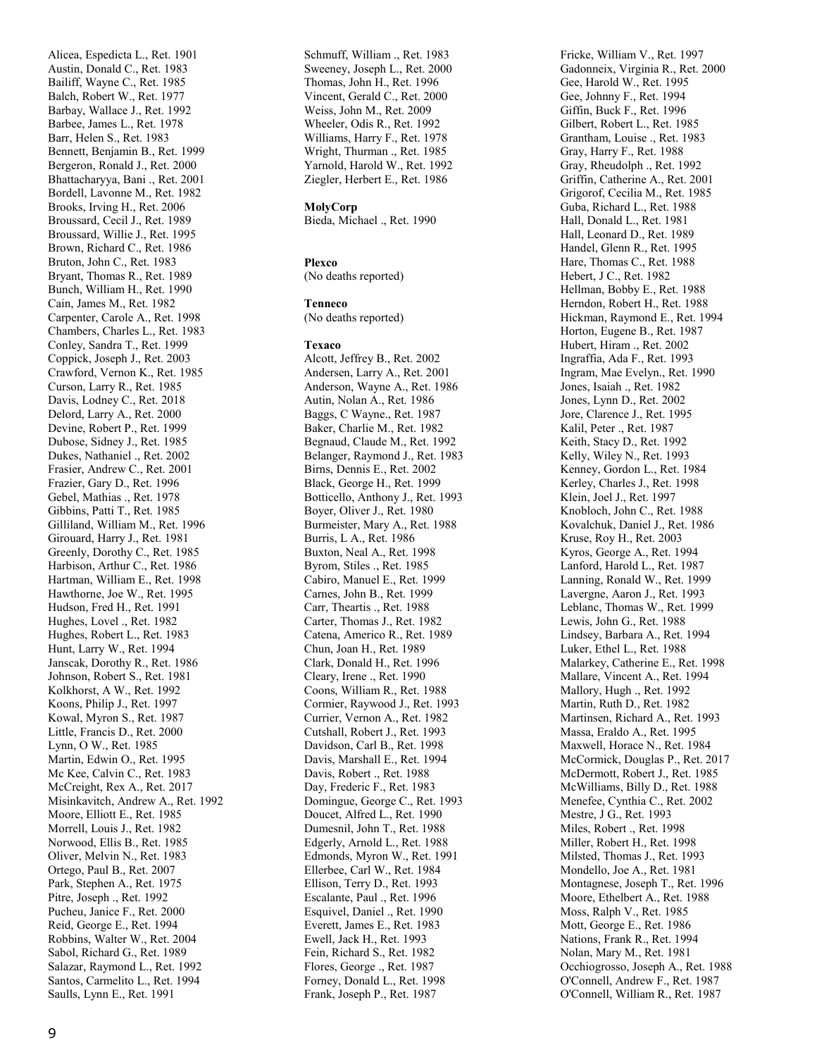Alicea, Espedicta L., Ret. 1901
Austin, Donald C., Ret. 1983
Bailiff, Wayne C., Ret. 1985
Balch, Robert W., Ret. 1977
Barbay, Wallace J., Ret. 1992
Barbee, James L., Ret. 1978
Barr, Helen S., Ret. 1983
Bennett, Benjamin B., Ret. 1999
Bergeron, Ronald J., Ret. 2000
Bhattacharyya, Bani ., Ret. 2001
Bordell, Lavonne M., Ret. 1982
Brooks, Irving H., Ret. 2006
Broussard, Cecil J., Ret. 1989
Broussard, Willie J., Ret. 1995
Brown, Richard C., Ret. 1986
Bruton, John C., Ret. 1983
Bryant, Thomas R., Ret. 1989
Bunch, William H., Ret. 1990
Cain, James M., Ret. 1982
Carpenter, Carole A., Ret. 1998
Chambers, Charles L., Ret. 1983
Conley, Sandra T., Ret. 1999
Coppick, Joseph J., Ret. 2003
Crawford, Vernon K., Ret. 1985
Curson, Larry R., Ret. 1985
Davis, Lodney C., Ret. 2018
Delord, Larry A., Ret. 2000
Devine, Robert P., Ret. 1999
Dubose, Sidney J., Ret. 1985
Dukes, Nathaniel ., Ret. 2002
Frasier, Andrew C., Ret. 2001
Frazier, Gary D., Ret. 1996
Gebel, Mathias ., Ret. 1978
Gibbins, Patti T., Ret. 1985
Gilliland, William M., Ret. 1996
Girouard, Harry J., Ret. 1981
Greenly, Dorothy C., Ret. 1985
Harbison, Arthur C., Ret. 1986
Hartman, William E., Ret. 1998
Hawthorne, Joe W., Ret. 1995
Hudson, Fred H., Ret. 1991
Hughes, Lovel ., Ret. 1982
Hughes, Robert L., Ret. 1983
Hunt, Larry W., Ret. 1994
Janscak, Dorothy R., Ret. 1986
Johnson, Robert S., Ret. 1981
Kolkhorst, A W., Ret. 1992
Koons, Philip J., Ret. 1997
Kowal, Myron S., Ret. 1987
Little, Francis D., Ret. 2000
Lynn, O W., Ret. 1985
Martin, Edwin O., Ret. 1995
Mc Kee, Calvin C., Ret. 1983
McCreight, Rex A., Ret. 2017
Misinkavitch, Andrew A., Ret. 1992
Moore, Elliott E., Ret. 1985
Morrell, Louis J., Ret. 1982
Norwood, Ellis B., Ret. 1985
Oliver, Melvin N., Ret. 1983
Ortego, Paul B., Ret. 2007
Park, Stephen A., Ret. 1975
Pitre, Joseph ., Ret. 1992
Pucheu, Janice F., Ret. 2000
Reid, George E., Ret. 1994
Robbins, Walter W., Ret. 2004
Sabol, Richard G., Ret. 1989
Salazar, Raymond L., Ret. 1992
Santos, Carmelito L., Ret. 1994
Saulls, Lynn E., Ret. 1991
Schmuff, William ., Ret. 1983
Sweeney, Joseph L., Ret. 2000
Thomas, John H., Ret. 1996
Vincent, Gerald C., Ret. 2000
Weiss, John M., Ret. 2009
Wheeler, Odis R., Ret. 1992
Williams, Harry F., Ret. 1978
Wright, Thurman ., Ret. 1985
Yarnold, Harold W., Ret. 1992
Ziegler, Herbert E., Ret. 1986

**MolyCorp**
Bieda, Michael ., Ret. 1990

**Plexco**
(No deaths reported)

**Tenneco**
(No deaths reported)

**Texaco**
Alcott, Jeffrey B., Ret. 2002
Andersen, Larry A., Ret. 2001
Anderson, Wayne A., Ret. 1986
Autin, Nolan A., Ret. 1986
Baggs, C Wayne., Ret. 1987
Baker, Charlie M., Ret. 1982
Begnaud, Claude M., Ret. 1992
Belanger, Raymond J., Ret. 1983
Birns, Dennis E., Ret. 2002
Black, George H., Ret. 1999
Botticello, Anthony J., Ret. 1993
Boyer, Oliver J., Ret. 1980
Burmeister, Mary A., Ret. 1988
Burris, L A., Ret. 1986
Buxton, Neal A., Ret. 1998
Byrom, Stiles ., Ret. 1985
Cabiro, Manuel E., Ret. 1999
Carnes, John B., Ret. 1999
Carr, Theartis ., Ret. 1988
Carter, Thomas J., Ret. 1982
Catena, Americo R., Ret. 1989
Chun, Joan H., Ret. 1989
Clark, Donald H., Ret. 1996
Cleary, Irene ., Ret. 1990
Coons, William R., Ret. 1988
Cormier, Raywood J., Ret. 1993
Currier, Vernon A., Ret. 1982
Cutshall, Robert J., Ret. 1993
Davidson, Carl B., Ret. 1998
Davis, Marshall E., Ret. 1994
Davis, Robert ., Ret. 1988
Day, Frederic F., Ret. 1983
Domingue, George C., Ret. 1993
Doucet, Alfred L., Ret. 1990
Dumesnil, John T., Ret. 1988
Edgerly, Arnold L., Ret. 1988
Edmonds, Myron W., Ret. 1991
Ellerbee, Carl W., Ret. 1984
Ellison, Terry D., Ret. 1993
Escalante, Paul ., Ret. 1996
Esquivel, Daniel ., Ret. 1990
Everett, James E., Ret. 1983
Ewell, Jack H., Ret. 1993
Fein, Richard S., Ret. 1982
Flores, George ., Ret. 1987
Forney, Donald L., Ret. 1998
Frank, Joseph P., Ret. 1987
Fricke, William V., Ret. 1997
Gadonneix, Virginia R., Ret. 2000
Gee, Harold W., Ret. 1995
Gee, Johnny F., Ret. 1994
Giffin, Buck F., Ret. 1996
Gilbert, Robert L., Ret. 1985
Grantham, Louise ., Ret. 1983
Gray, Harry F., Ret. 1988
Gray, Rheudolph ., Ret. 1992
Griffin, Catherine A., Ret. 2001
Grigorof, Cecilia M., Ret. 1985
Guba, Richard L., Ret. 1988
Hall, Donald L., Ret. 1981
Hall, Leonard D., Ret. 1989
Handel, Glenn R., Ret. 1995
Hare, Thomas C., Ret. 1988
Hebert, J C., Ret. 1982
Hellman, Bobby E., Ret. 1988
Herndon, Robert H., Ret. 1988
Hickman, Raymond E., Ret. 1994
Horton, Eugene B., Ret. 1987
Hubert, Hiram ., Ret. 2002
Ingraffia, Ada F., Ret. 1993
Ingram, Mae Evelyn., Ret. 1990
Jones, Isaiah ., Ret. 1982
Jones, Lynn D., Ret. 2002
Jore, Clarence J., Ret. 1995
Kalil, Peter ., Ret. 1987
Keith, Stacy D., Ret. 1992
Kelly, Wiley N., Ret. 1993
Kenney, Gordon L., Ret. 1984
Kerley, Charles J., Ret. 1998
Klein, Joel J., Ret. 1997
Knobloch, John C., Ret. 1988
Kovalchuk, Daniel J., Ret. 1986
Kruse, Roy H., Ret. 2003
Kyros, George A., Ret. 1994
Lanford, Harold L., Ret. 1987
Lanning, Ronald W., Ret. 1999
Lavergne, Aaron J., Ret. 1993
Leblanc, Thomas W., Ret. 1999
Lewis, John G., Ret. 1988
Lindsey, Barbara A., Ret. 1994
Luker, Ethel L., Ret. 1988
Malarkey, Catherine E., Ret. 1998
Mallare, Vincent A., Ret. 1994
Mallory, Hugh ., Ret. 1992
Martin, Ruth D., Ret. 1982
Martinsen, Richard A., Ret. 1993
Massa, Eraldo A., Ret. 1995
Maxwell, Horace N., Ret. 1984
McCormick, Douglas P., Ret. 2017
McDermott, Robert J., Ret. 1985
McWilliams, Billy D., Ret. 1988
Menefee, Cynthia C., Ret. 2002
Mestre, J G., Ret. 1993
Miles, Robert ., Ret. 1998
Miller, Robert H., Ret. 1998
Milsted, Thomas J., Ret. 1993
Mondello, Joe A., Ret. 1981
Montagnese, Joseph T., Ret. 1996
Moore, Ethelbert A., Ret. 1988
Moss, Ralph V., Ret. 1985
Mott, George E., Ret. 1986
Nations, Frank R., Ret. 1994
Nolan, Mary M., Ret. 1981
Occhiogrosso, Joseph A., Ret. 1988
O'Connell, Andrew F., Ret. 1987
O'Connell, William R., Ret. 1987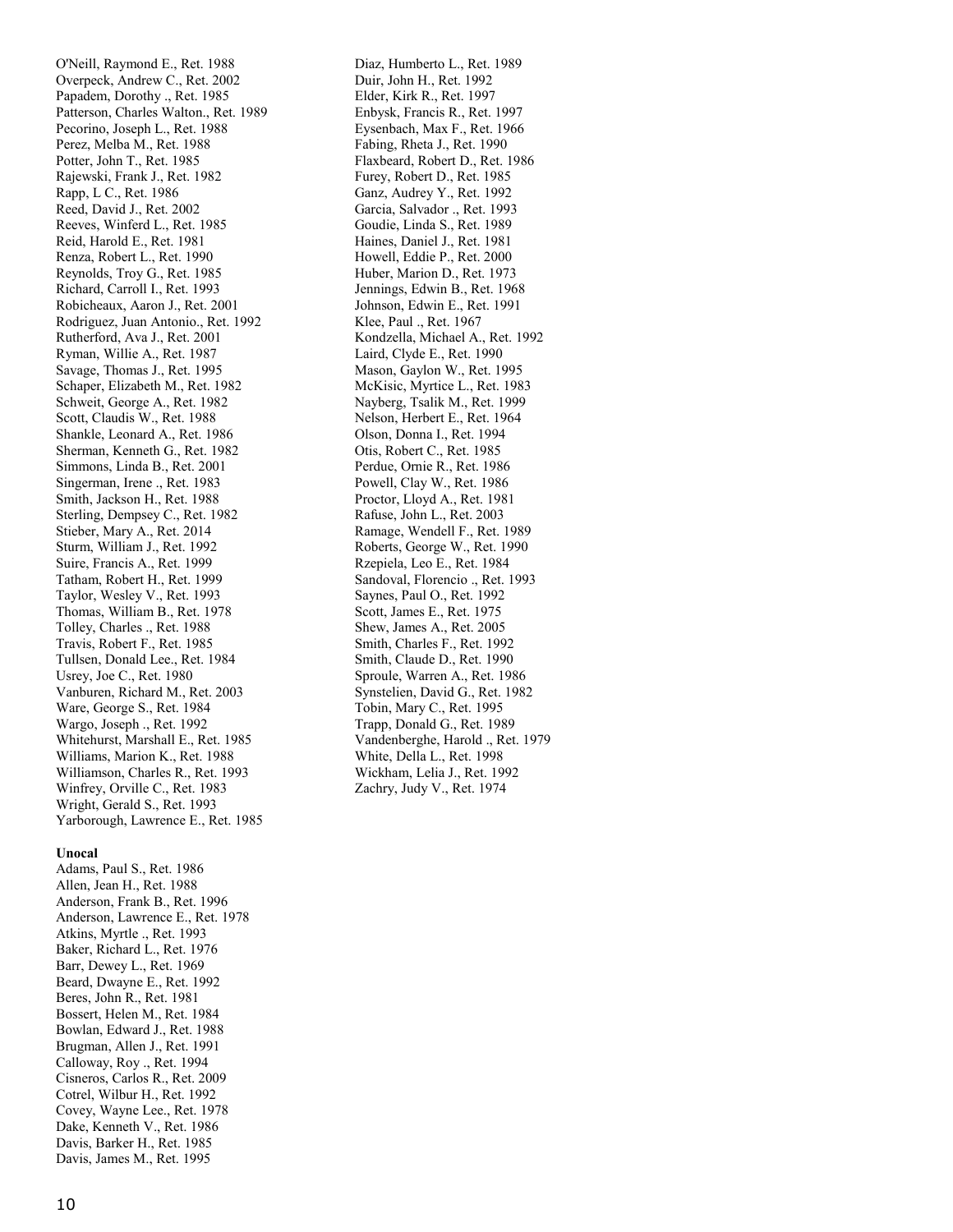O'Neill, Raymond E., Ret. 1988
Overpeck, Andrew C., Ret. 2002
Papadem, Dorothy ., Ret. 1985
Patterson, Charles Walton., Ret. 1989
Pecorino, Joseph L., Ret. 1988
Perez, Melba M., Ret. 1988
Potter, John T., Ret. 1985
Rajewski, Frank J., Ret. 1982
Rapp, L C., Ret. 1986
Reed, David J., Ret. 2002
Reeves, Winferd L., Ret. 1985
Reid, Harold E., Ret. 1981
Renza, Robert L., Ret. 1990
Reynolds, Troy G., Ret. 1985
Richard, Carroll I., Ret. 1993
Robicheaux, Aaron J., Ret. 2001
Rodriguez, Juan Antonio., Ret. 1992
Rutherford, Ava J., Ret. 2001
Ryman, Willie A., Ret. 1987
Savage, Thomas J., Ret. 1995
Schaper, Elizabeth M., Ret. 1982
Schweit, George A., Ret. 1982
Scott, Claudis W., Ret. 1988
Shankle, Leonard A., Ret. 1986
Sherman, Kenneth G., Ret. 1982
Simmons, Linda B., Ret. 2001
Singerman, Irene ., Ret. 1983
Smith, Jackson H., Ret. 1988
Sterling, Dempsey C., Ret. 1982
Stieber, Mary A., Ret. 2014
Sturm, William J., Ret. 1992
Suire, Francis A., Ret. 1999
Tatham, Robert H., Ret. 1999
Taylor, Wesley V., Ret. 1993
Thomas, William B., Ret. 1978
Tolley, Charles ., Ret. 1988
Travis, Robert F., Ret. 1985
Tullsen, Donald Lee., Ret. 1984
Usrey, Joe C., Ret. 1980
Vanburen, Richard M., Ret. 2003
Ware, George S., Ret. 1984
Wargo, Joseph ., Ret. 1992
Whitehurst, Marshall E., Ret. 1985
Williams, Marion K., Ret. 1988
Williamson, Charles R., Ret. 1993
Winfrey, Orville C., Ret. 1983
Wright, Gerald S., Ret. 1993
Yarborough, Lawrence E., Ret. 1985

**Unocal**

Adams, Paul S., Ret. 1986
Allen, Jean H., Ret. 1988
Anderson, Frank B., Ret. 1996
Anderson, Lawrence E., Ret. 1978
Atkins, Myrtle ., Ret. 1993
Baker, Richard L., Ret. 1976
Barr, Dewey L., Ret. 1969
Beard, Dwayne E., Ret. 1992
Beres, John R., Ret. 1981
Bossert, Helen M., Ret. 1984
Bowlan, Edward J., Ret. 1988
Brugman, Allen J., Ret. 1991
Calloway, Roy ., Ret. 1994
Cisneros, Carlos R., Ret. 2009
Cotrel, Wilbur H., Ret. 1992
Covey, Wayne Lee., Ret. 1978
Dake, Kenneth V., Ret. 1986
Davis, Barker H., Ret. 1985
Davis, James M., Ret. 1995
Diaz, Humberto L., Ret. 1989
Duir, John H., Ret. 1992
Elder, Kirk R., Ret. 1997
Enbysk, Francis R., Ret. 1997
Eysenbach, Max F., Ret. 1966
Fabing, Rheta J., Ret. 1990
Flaxbeard, Robert D., Ret. 1986
Furey, Robert D., Ret. 1985
Ganz, Audrey Y., Ret. 1992
Garcia, Salvador ., Ret. 1993
Goudie, Linda S., Ret. 1989
Haines, Daniel J., Ret. 1981
Howell, Eddie P., Ret. 2000
Huber, Marion D., Ret. 1973
Jennings, Edwin B., Ret. 1968
Johnson, Edwin E., Ret. 1991
Klee, Paul ., Ret. 1967
Kondzella, Michael A., Ret. 1992
Laird, Clyde E., Ret. 1990
Mason, Gaylon W., Ret. 1995
McKisic, Myrtice L., Ret. 1983
Nayberg, Tsalik M., Ret. 1999
Nelson, Herbert E., Ret. 1964
Olson, Donna I., Ret. 1994
Otis, Robert C., Ret. 1985
Perdue, Ornie R., Ret. 1986
Powell, Clay W., Ret. 1986
Proctor, Lloyd A., Ret. 1981
Rafuse, John L., Ret. 2003
Ramage, Wendell F., Ret. 1989
Roberts, George W., Ret. 1990
Rzepiela, Leo E., Ret. 1984
Sandoval, Florencio ., Ret. 1993
Saynes, Paul O., Ret. 1992
Scott, James E., Ret. 1975
Shew, James A., Ret. 2005
Smith, Charles F., Ret. 1992
Smith, Claude D., Ret. 1990
Sproule, Warren A., Ret. 1986
Synstelien, David G., Ret. 1982
Tobin, Mary C., Ret. 1995
Trapp, Donald G., Ret. 1989
Vandenberghe, Harold ., Ret. 1979
White, Della L., Ret. 1998
Wickham, Lelia J., Ret. 1992
Zachry, Judy V., Ret. 1974